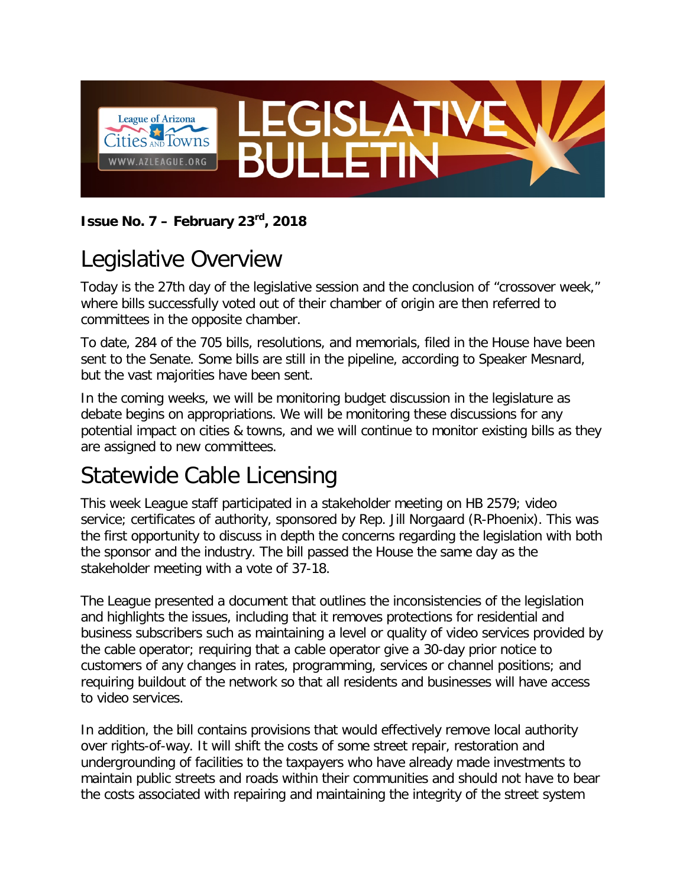# LEGISLATIVE BULLETIN

League of Arizona Cities AND Towns
WWW.AZLEAGUE.ORG

**Issue No. 7 – February 23rd, 2018**

## Legislative Overview

Today is the 27th day of the legislative session and the conclusion of "crossover week," where bills successfully voted out of their chamber of origin are then referred to committees in the opposite chamber.

To date, 284 of the 705 bills, resolutions, and memorials, filed in the House have been sent to the Senate. Some bills are still in the pipeline, according to Speaker Mesnard, but the vast majorities have been sent.

In the coming weeks, we will be monitoring budget discussion in the legislature as debate begins on appropriations. We will be monitoring these discussions for any potential impact on cities & towns, and we will continue to monitor existing bills as they are assigned to new committees.

## Statewide Cable Licensing

This week League staff participated in a stakeholder meeting on HB 2579; video service; certificates of authority, sponsored by Rep. Jill Norgaard (R-Phoenix). This was the first opportunity to discuss in depth the concerns regarding the legislation with both the sponsor and the industry. The bill passed the House the same day as the stakeholder meeting with a vote of 37-18.

The League presented a document that outlines the inconsistencies of the legislation and highlights the issues, including that it removes protections for residential and business subscribers such as maintaining a level or quality of video services provided by the cable operator; requiring that a cable operator give a 30-day prior notice to customers of any changes in rates, programming, services or channel positions; and requiring buildout of the network so that all residents and businesses will have access to video services.

In addition, the bill contains provisions that would effectively remove local authority over rights-of-way. It will shift the costs of some street repair, restoration and undergrounding of facilities to the taxpayers who have already made investments to maintain public streets and roads within their communities and should not have to bear the costs associated with repairing and maintaining the integrity of the street system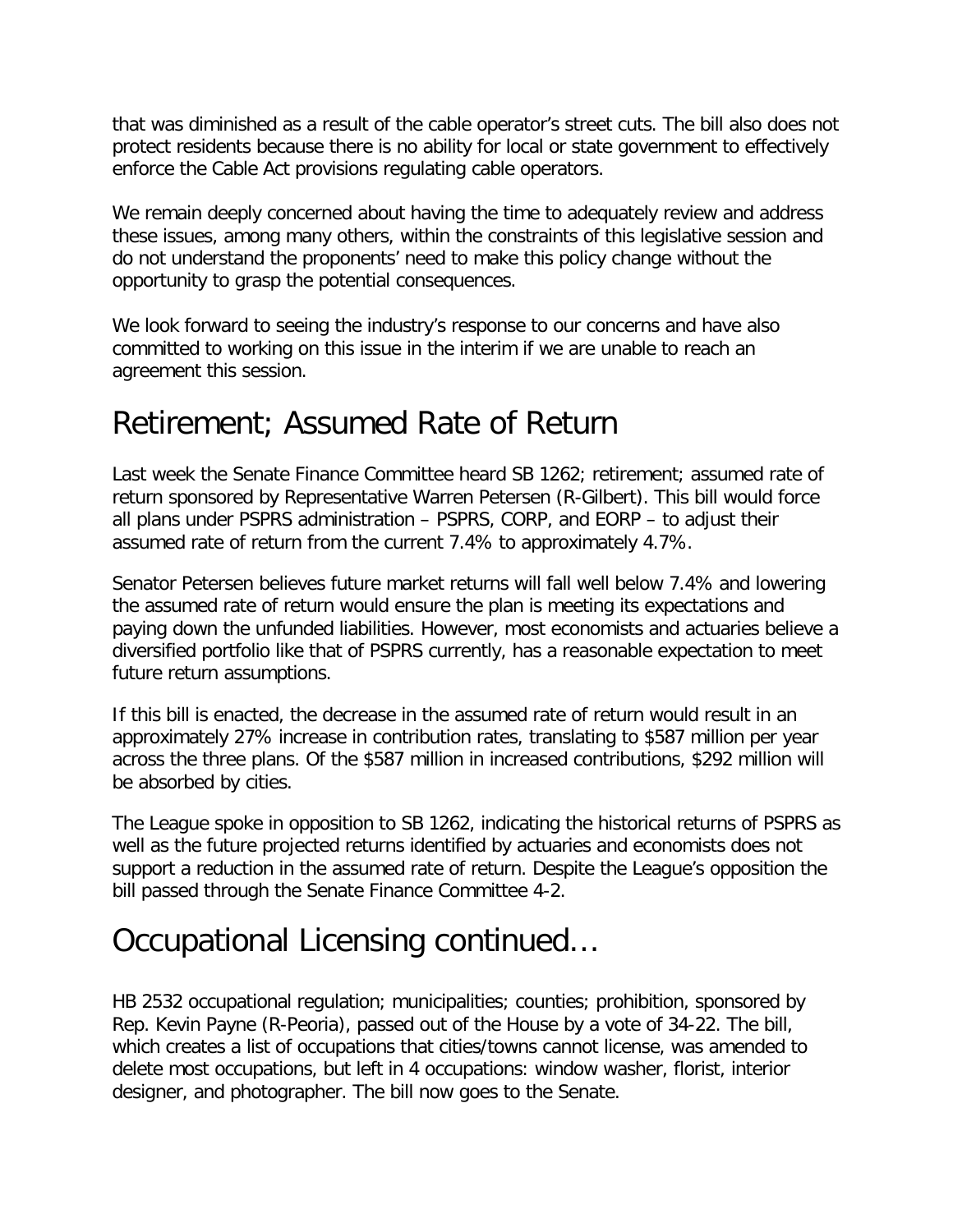that was diminished as a result of the cable operator's street cuts. The bill also does not protect residents because there is no ability for local or state government to effectively enforce the Cable Act provisions regulating cable operators.

We remain deeply concerned about having the time to adequately review and address these issues, among many others, within the constraints of this legislative session and do not understand the proponents' need to make this policy change without the opportunity to grasp the potential consequences.

We look forward to seeing the industry's response to our concerns and have also committed to working on this issue in the interim if we are unable to reach an agreement this session.

# Retirement; Assumed Rate of Return

Last week the Senate Finance Committee heard SB 1262; retirement; assumed rate of return sponsored by Representative Warren Petersen (R-Gilbert). This bill would force all plans under PSPRS administration – PSPRS, CORP, and EORP – to adjust their assumed rate of return from the current 7.4% to approximately 4.7%.

Senator Petersen believes future market returns will fall well below 7.4% and lowering the assumed rate of return would ensure the plan is meeting its expectations and paying down the unfunded liabilities. However, most economists and actuaries believe a diversified portfolio like that of PSPRS currently, has a reasonable expectation to meet future return assumptions.

If this bill is enacted, the decrease in the assumed rate of return would result in an approximately 27% increase in contribution rates, translating to $587 million per year across the three plans. Of the $587 million in increased contributions, $292 million will be absorbed by cities.

The League spoke in opposition to SB 1262, indicating the historical returns of PSPRS as well as the future projected returns identified by actuaries and economists does not support a reduction in the assumed rate of return. Despite the League's opposition the bill passed through the Senate Finance Committee 4-2.

# Occupational Licensing continued…

HB 2532 occupational regulation; municipalities; counties; prohibition, sponsored by Rep. Kevin Payne (R-Peoria), passed out of the House by a vote of 34-22. The bill, which creates a list of occupations that cities/towns cannot license, was amended to delete most occupations, but left in 4 occupations: window washer, florist, interior designer, and photographer. The bill now goes to the Senate.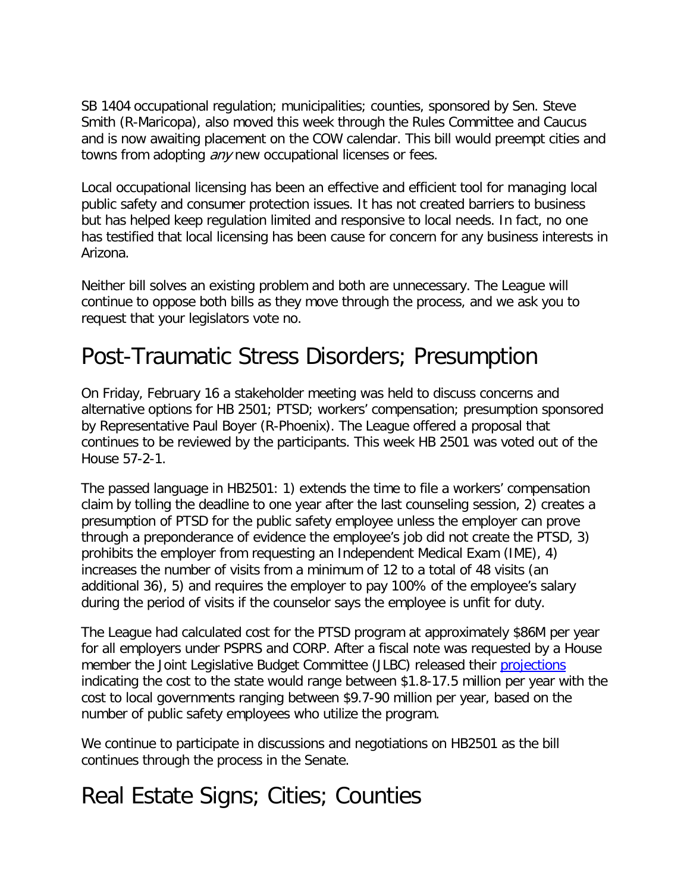SB 1404 occupational regulation; municipalities; counties, sponsored by Sen. Steve Smith (R-Maricopa), also moved this week through the Rules Committee and Caucus and is now awaiting placement on the COW calendar. This bill would preempt cities and towns from adopting *any* new occupational licenses or fees.

Local occupational licensing has been an effective and efficient tool for managing local public safety and consumer protection issues. It has not created barriers to business but has helped keep regulation limited and responsive to local needs. In fact, no one has testified that local licensing has been cause for concern for any business interests in Arizona.

Neither bill solves an existing problem and both are unnecessary. The League will continue to oppose both bills as they move through the process, and we ask you to request that your legislators vote no.

# Post-Traumatic Stress Disorders; Presumption

On Friday, February 16 a stakeholder meeting was held to discuss concerns and alternative options for HB 2501; PTSD; workers' compensation; presumption sponsored by Representative Paul Boyer (R-Phoenix). The League offered a proposal that continues to be reviewed by the participants. This week HB 2501 was voted out of the House 57-2-1.

The passed language in HB2501: 1) extends the time to file a workers' compensation claim by tolling the deadline to one year after the last counseling session, 2) creates a presumption of PTSD for the public safety employee unless the employer can prove through a preponderance of evidence the employee's job did not create the PTSD, 3) prohibits the employer from requesting an Independent Medical Exam (IME), 4) increases the number of visits from a minimum of 12 to a total of 48 visits (an additional 36), 5) and requires the employer to pay 100% of the employee's salary during the period of visits if the counselor says the employee is unfit for duty.

The League had calculated cost for the PTSD program at approximately $86M per year for all employers under PSPRS and CORP. After a fiscal note was requested by a House member the Joint Legislative Budget Committee (JLBC) released their projections indicating the cost to the state would range between $1.8-17.5 million per year with the cost to local governments ranging between $9.7-90 million per year, based on the number of public safety employees who utilize the program.

We continue to participate in discussions and negotiations on HB2501 as the bill continues through the process in the Senate.

# Real Estate Signs; Cities; Counties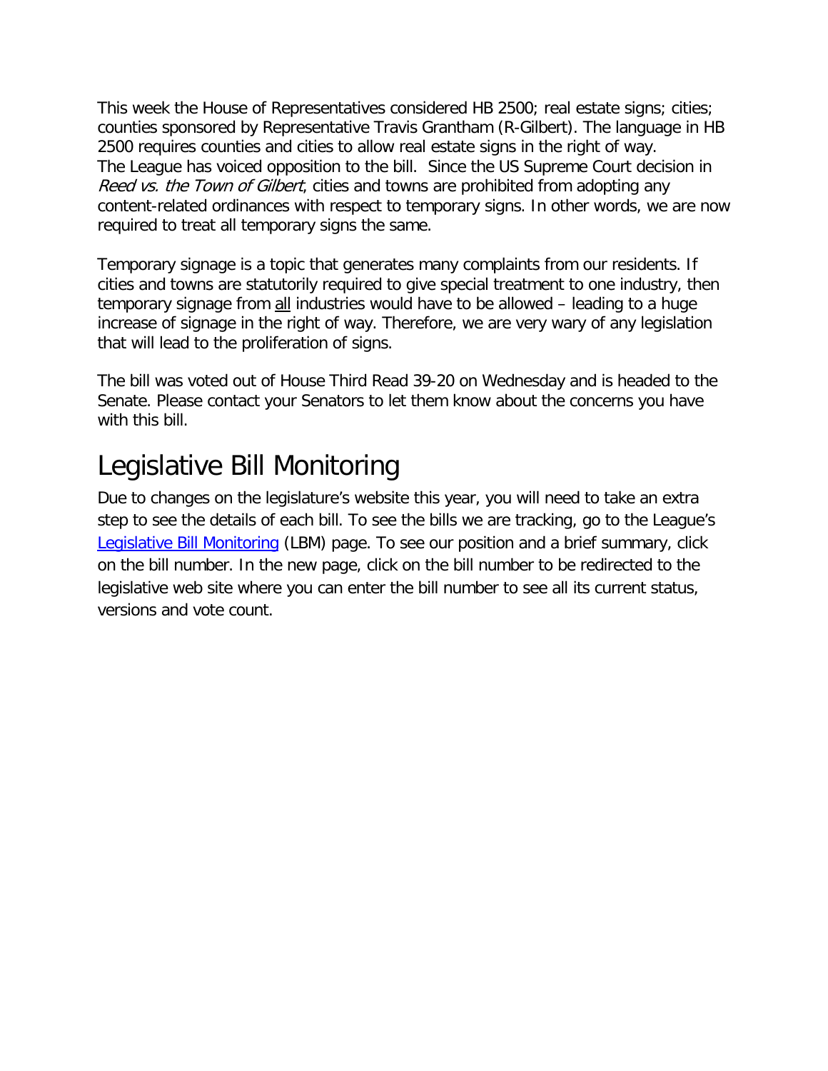This week the House of Representatives considered HB 2500; real estate signs; cities; counties sponsored by Representative Travis Grantham (R-Gilbert). The language in HB 2500 requires counties and cities to allow real estate signs in the right of way. The League has voiced opposition to the bill. Since the US Supreme Court decision in *Reed vs. the Town of Gilbert*, cities and towns are prohibited from adopting any content-related ordinances with respect to temporary signs. In other words, we are now required to treat all temporary signs the same.

Temporary signage is a topic that generates many complaints from our residents. If cities and towns are statutorily required to give special treatment to one industry, then temporary signage from <u>all</u> industries would have to be allowed – leading to a huge increase of signage in the right of way. Therefore, we are very wary of any legislation that will lead to the proliferation of signs.

The bill was voted out of House Third Read 39-20 on Wednesday and is headed to the Senate. Please contact your Senators to let them know about the concerns you have with this bill.

# Legislative Bill Monitoring

Due to changes on the legislature's website this year, you will need to take an extra step to see the details of each bill. To see the bills we are tracking, go to the League's [Legislative Bill Monitoring]() (LBM) page. To see our position and a brief summary, click on the bill number. In the new page, click on the bill number to be redirected to the legislative web site where you can enter the bill number to see all its current status, versions and vote count.